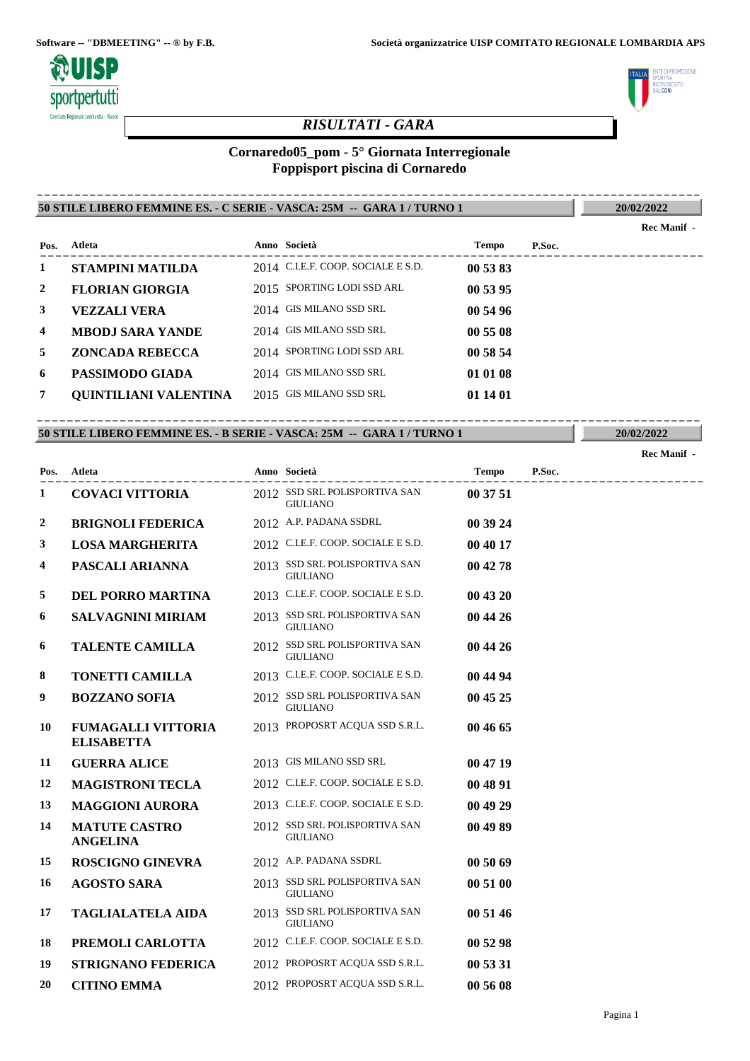Software -- "DBMEETING" -- ® by F.B.

Società organizzatrice UISP COMITATO REGIONALE LOMBARDIA APS

# *RISULTATI - GARA*

## Cornaredo05_pom - 5° Giornata Interregionale
## Foppisport piscina di Cornaredo

**50 STILE LIBERO FEMMINE ES. - C SERIE - VASCA: 25M -- GARA 1 / TURNO 1** — **20/02/2022**

Rec Manif -

| Pos. | Atleta | Anno | Società | Tempo | P.Soc. |
|---|---|---|---|---|---|
| 1 | **STAMPINI MATILDA** | 2014 | C.I.E.F. COOP. SOCIALE E S.D. | **00 53 83** | |
| 2 | **FLORIAN GIORGIA** | 2015 | SPORTING LODI SSD ARL | **00 53 95** | |
| 3 | **VEZZALI VERA** | 2014 | GIS MILANO SSD SRL | **00 54 96** | |
| 4 | **MBODJ SARA YANDE** | 2014 | GIS MILANO SSD SRL | **00 55 08** | |
| 5 | **ZONCADA REBECCA** | 2014 | SPORTING LODI SSD ARL | **00 58 54** | |
| 6 | **PASSIMODO GIADA** | 2014 | GIS MILANO SSD SRL | **01 01 08** | |
| 7 | **QUINTILIANI VALENTINA** | 2015 | GIS MILANO SSD SRL | **01 14 01** | |

**50 STILE LIBERO FEMMINE ES. - B SERIE - VASCA: 25M -- GARA 1 / TURNO 1** — **20/02/2022**

Rec Manif -

| Pos. | Atleta | Anno | Società | Tempo | P.Soc. |
|---|---|---|---|---|---|
| 1 | **COVACI VITTORIA** | 2012 | SSD SRL POLISPORTIVA SAN GIULIANO | **00 37 51** | |
| 2 | **BRIGNOLI FEDERICA** | 2012 | A.P. PADANA SSDRL | **00 39 24** | |
| 3 | **LOSA MARGHERITA** | 2012 | C.I.E.F. COOP. SOCIALE E S.D. | **00 40 17** | |
| 4 | **PASCALI ARIANNA** | 2013 | SSD SRL POLISPORTIVA SAN GIULIANO | **00 42 78** | |
| 5 | **DEL PORRO MARTINA** | 2013 | C.I.E.F. COOP. SOCIALE E S.D. | **00 43 20** | |
| 6 | **SALVAGNINI MIRIAM** | 2013 | SSD SRL POLISPORTIVA SAN GIULIANO | **00 44 26** | |
| 6 | **TALENTE CAMILLA** | 2012 | SSD SRL POLISPORTIVA SAN GIULIANO | **00 44 26** | |
| 8 | **TONETTI CAMILLA** | 2013 | C.I.E.F. COOP. SOCIALE E S.D. | **00 44 94** | |
| 9 | **BOZZANO SOFIA** | 2012 | SSD SRL POLISPORTIVA SAN GIULIANO | **00 45 25** | |
| 10 | **FUMAGALLI VITTORIA ELISABETTA** | 2013 | PROPOSRT ACQUA SSD S.R.L. | **00 46 65** | |
| 11 | **GUERRA ALICE** | 2013 | GIS MILANO SSD SRL | **00 47 19** | |
| 12 | **MAGISTRONI TECLA** | 2012 | C.I.E.F. COOP. SOCIALE E S.D. | **00 48 91** | |
| 13 | **MAGGIONI AURORA** | 2013 | C.I.E.F. COOP. SOCIALE E S.D. | **00 49 29** | |
| 14 | **MATUTE CASTRO ANGELINA** | 2012 | SSD SRL POLISPORTIVA SAN GIULIANO | **00 49 89** | |
| 15 | **ROSCIGNO GINEVRA** | 2012 | A.P. PADANA SSDRL | **00 50 69** | |
| 16 | **AGOSTO SARA** | 2013 | SSD SRL POLISPORTIVA SAN GIULIANO | **00 51 00** | |
| 17 | **TAGLIALATELA AIDA** | 2013 | SSD SRL POLISPORTIVA SAN GIULIANO | **00 51 46** | |
| 18 | **PREMOLI CARLOTTA** | 2012 | C.I.E.F. COOP. SOCIALE E S.D. | **00 52 98** | |
| 19 | **STRIGNANO FEDERICA** | 2012 | PROPOSRT ACQUA SSD S.R.L. | **00 53 31** | |
| 20 | **CITINO EMMA** | 2012 | PROPOSRT ACQUA SSD S.R.L. | **00 56 08** | |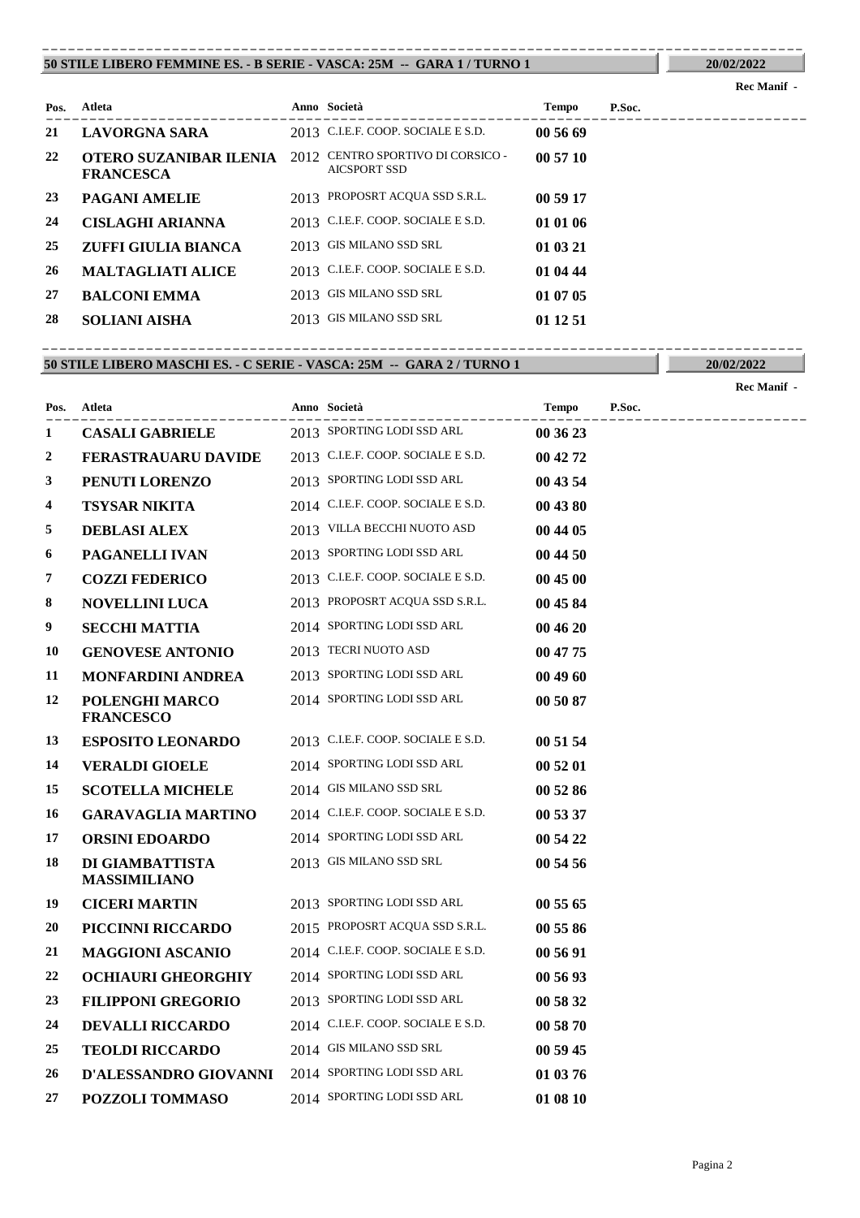## 50 STILE LIBERO FEMMINE ES. - B SERIE - VASCA: 25M -- GARA 1 / TURNO 1

20/02/2022

Rec Manif -

| Pos. | Atleta | Anno | Società | Tempo | P.Soc. |
|---|---|---|---|---|---|
| 21 | **LAVORGNA SARA** | 2013 | C.I.E.F. COOP. SOCIALE E S.D. | **00 56 69** | |
| 22 | **OTERO SUZANIBAR ILENIA FRANCESCA** | 2012 | CENTRO SPORTIVO DI CORSICO - AICSPORT SSD | **00 57 10** | |
| 23 | **PAGANI AMELIE** | 2013 | PROPOSRT ACQUA SSD S.R.L. | **00 59 17** | |
| 24 | **CISLAGHI ARIANNA** | 2013 | C.I.E.F. COOP. SOCIALE E S.D. | **01 01 06** | |
| 25 | **ZUFFI GIULIA BIANCA** | 2013 | GIS MILANO SSD SRL | **01 03 21** | |
| 26 | **MALTAGLIATI ALICE** | 2013 | C.I.E.F. COOP. SOCIALE E S.D. | **01 04 44** | |
| 27 | **BALCONI EMMA** | 2013 | GIS MILANO SSD SRL | **01 07 05** | |
| 28 | **SOLIANI AISHA** | 2013 | GIS MILANO SSD SRL | **01 12 51** | |

## 50 STILE LIBERO MASCHI ES. - C SERIE - VASCA: 25M -- GARA 2 / TURNO 1

20/02/2022

Rec Manif -

| Pos. | Atleta | Anno | Società | Tempo | P.Soc. |
|---|---|---|---|---|---|
| 1 | **CASALI GABRIELE** | 2013 | SPORTING LODI SSD ARL | **00 36 23** | |
| 2 | **FERASTRAUARU DAVIDE** | 2013 | C.I.E.F. COOP. SOCIALE E S.D. | **00 42 72** | |
| 3 | **PENUTI LORENZO** | 2013 | SPORTING LODI SSD ARL | **00 43 54** | |
| 4 | **TSYSAR NIKITA** | 2014 | C.I.E.F. COOP. SOCIALE E S.D. | **00 43 80** | |
| 5 | **DEBLASI ALEX** | 2013 | VILLA BECCHI NUOTO ASD | **00 44 05** | |
| 6 | **PAGANELLI IVAN** | 2013 | SPORTING LODI SSD ARL | **00 44 50** | |
| 7 | **COZZI FEDERICO** | 2013 | C.I.E.F. COOP. SOCIALE E S.D. | **00 45 00** | |
| 8 | **NOVELLINI LUCA** | 2013 | PROPOSRT ACQUA SSD S.R.L. | **00 45 84** | |
| 9 | **SECCHI MATTIA** | 2014 | SPORTING LODI SSD ARL | **00 46 20** | |
| 10 | **GENOVESE ANTONIO** | 2013 | TECRI NUOTO ASD | **00 47 75** | |
| 11 | **MONFARDINI ANDREA** | 2013 | SPORTING LODI SSD ARL | **00 49 60** | |
| 12 | **POLENGHI MARCO FRANCESCO** | 2014 | SPORTING LODI SSD ARL | **00 50 87** | |
| 13 | **ESPOSITO LEONARDO** | 2013 | C.I.E.F. COOP. SOCIALE E S.D. | **00 51 54** | |
| 14 | **VERALDI GIOELE** | 2014 | SPORTING LODI SSD ARL | **00 52 01** | |
| 15 | **SCOTELLA MICHELE** | 2014 | GIS MILANO SSD SRL | **00 52 86** | |
| 16 | **GARAVAGLIA MARTINO** | 2014 | C.I.E.F. COOP. SOCIALE E S.D. | **00 53 37** | |
| 17 | **ORSINI EDOARDO** | 2014 | SPORTING LODI SSD ARL | **00 54 22** | |
| 18 | **DI GIAMBATTISTA MASSIMILIANO** | 2013 | GIS MILANO SSD SRL | **00 54 56** | |
| 19 | **CICERI MARTIN** | 2013 | SPORTING LODI SSD ARL | **00 55 65** | |
| 20 | **PICCINNI RICCARDO** | 2015 | PROPOSRT ACQUA SSD S.R.L. | **00 55 86** | |
| 21 | **MAGGIONI ASCANIO** | 2014 | C.I.E.F. COOP. SOCIALE E S.D. | **00 56 91** | |
| 22 | **OCHIAURI GHEORGHIY** | 2014 | SPORTING LODI SSD ARL | **00 56 93** | |
| 23 | **FILIPPONI GREGORIO** | 2013 | SPORTING LODI SSD ARL | **00 58 32** | |
| 24 | **DEVALLI RICCARDO** | 2014 | C.I.E.F. COOP. SOCIALE E S.D. | **00 58 70** | |
| 25 | **TEOLDI RICCARDO** | 2014 | GIS MILANO SSD SRL | **00 59 45** | |
| 26 | **D'ALESSANDRO GIOVANNI** | 2014 | SPORTING LODI SSD ARL | **01 03 76** | |
| 27 | **POZZOLI TOMMASO** | 2014 | SPORTING LODI SSD ARL | **01 08 10** | |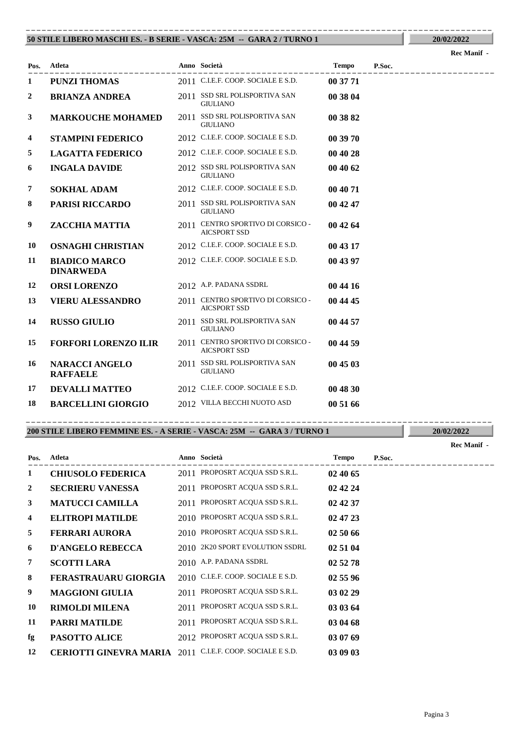## 50 STILE LIBERO MASCHI ES. - B SERIE - VASCA: 25M -- GARA 2 / TURNO 1

**20/02/2022**

**Rec Manif -**

| Pos. | Atleta | Anno | Società | Tempo | P.Soc. |
|---|---|---|---|---|---|
| 1 | **PUNZI THOMAS** | 2011 | C.I.E.F. COOP. SOCIALE E S.D. | **00 37 71** | |
| 2 | **BRIANZA ANDREA** | 2011 | SSD SRL POLISPORTIVA SAN GIULIANO | **00 38 04** | |
| 3 | **MARKOUCHE MOHAMED** | 2011 | SSD SRL POLISPORTIVA SAN GIULIANO | **00 38 82** | |
| 4 | **STAMPINI FEDERICO** | 2012 | C.I.E.F. COOP. SOCIALE E S.D. | **00 39 70** | |
| 5 | **LAGATTA FEDERICO** | 2012 | C.I.E.F. COOP. SOCIALE E S.D. | **00 40 28** | |
| 6 | **INGALA DAVIDE** | 2012 | SSD SRL POLISPORTIVA SAN GIULIANO | **00 40 62** | |
| 7 | **SOKHAL ADAM** | 2012 | C.I.E.F. COOP. SOCIALE E S.D. | **00 40 71** | |
| 8 | **PARISI RICCARDO** | 2011 | SSD SRL POLISPORTIVA SAN GIULIANO | **00 42 47** | |
| 9 | **ZACCHIA MATTIA** | 2011 | CENTRO SPORTIVO DI CORSICO - AICSPORT SSD | **00 42 64** | |
| 10 | **OSNAGHI CHRISTIAN** | 2012 | C.I.E.F. COOP. SOCIALE E S.D. | **00 43 17** | |
| 11 | **BIADICO MARCO DINARWEDA** | 2012 | C.I.E.F. COOP. SOCIALE E S.D. | **00 43 97** | |
| 12 | **ORSI LORENZO** | 2012 | A.P. PADANA SSDRL | **00 44 16** | |
| 13 | **VIERU ALESSANDRO** | 2011 | CENTRO SPORTIVO DI CORSICO - AICSPORT SSD | **00 44 45** | |
| 14 | **RUSSO GIULIO** | 2011 | SSD SRL POLISPORTIVA SAN GIULIANO | **00 44 57** | |
| 15 | **FORFORI LORENZO ILIR** | 2011 | CENTRO SPORTIVO DI CORSICO - AICSPORT SSD | **00 44 59** | |
| 16 | **NARACCI ANGELO RAFFAELE** | 2011 | SSD SRL POLISPORTIVA SAN GIULIANO | **00 45 03** | |
| 17 | **DEVALLI MATTEO** | 2012 | C.I.E.F. COOP. SOCIALE E S.D. | **00 48 30** | |
| 18 | **BARCELLINI GIORGIO** | 2012 | VILLA BECCHI NUOTO ASD | **00 51 66** | |

## 200 STILE LIBERO FEMMINE ES. - A SERIE - VASCA: 25M -- GARA 3 / TURNO 1

**20/02/2022**

**Rec Manif -**

| Pos. | Atleta | Anno | Società | Tempo | P.Soc. |
|---|---|---|---|---|---|
| 1 | **CHIUSOLO FEDERICA** | 2011 | PROPOSRT ACQUA SSD S.R.L. | **02 40 65** | |
| 2 | **SECRIERU VANESSA** | 2011 | PROPOSRT ACQUA SSD S.R.L. | **02 42 24** | |
| 3 | **MATUCCI CAMILLA** | 2011 | PROPOSRT ACQUA SSD S.R.L. | **02 42 37** | |
| 4 | **ELITROPI MATILDE** | 2010 | PROPOSRT ACQUA SSD S.R.L. | **02 47 23** | |
| 5 | **FERRARI AURORA** | 2010 | PROPOSRT ACQUA SSD S.R.L. | **02 50 66** | |
| 6 | **D'ANGELO REBECCA** | 2010 | 2K20 SPORT EVOLUTION SSDRL | **02 51 04** | |
| 7 | **SCOTTI LARA** | 2010 | A.P. PADANA SSDRL | **02 52 78** | |
| 8 | **FERASTRAUARU GIORGIA** | 2010 | C.I.E.F. COOP. SOCIALE E S.D. | **02 55 96** | |
| 9 | **MAGGIONI GIULIA** | 2011 | PROPOSRT ACQUA SSD S.R.L. | **03 02 29** | |
| 10 | **RIMOLDI MILENA** | 2011 | PROPOSRT ACQUA SSD S.R.L. | **03 03 64** | |
| 11 | **PARRI MATILDE** | 2011 | PROPOSRT ACQUA SSD S.R.L. | **03 04 68** | |
| fg | **PASOTTO ALICE** | 2012 | PROPOSRT ACQUA SSD S.R.L. | **03 07 69** | |
| 12 | **CERIOTTI GINEVRA MARIA** | 2011 | C.I.E.F. COOP. SOCIALE E S.D. | **03 09 03** | |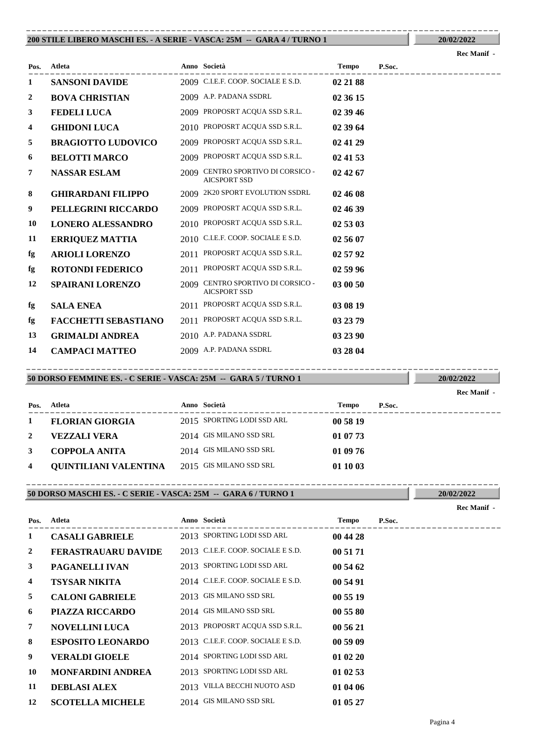## 200 STILE LIBERO MASCHI ES. - A SERIE - VASCA: 25M -- GARA 4 / TURNO 1

20/02/2022

Rec Manif -

| Pos. | Atleta | Anno | Società | Tempo | P.Soc. |
|---|---|---|---|---|---|
| 1 | **SANSONI DAVIDE** | 2009 | C.I.E.F. COOP. SOCIALE E S.D. | **02 21 88** | |
| 2 | **BOVA CHRISTIAN** | 2009 | A.P. PADANA SSDRL | **02 36 15** | |
| 3 | **FEDELI LUCA** | 2009 | PROPOSRT ACQUA SSD S.R.L. | **02 39 46** | |
| 4 | **GHIDONI LUCA** | 2010 | PROPOSRT ACQUA SSD S.R.L. | **02 39 64** | |
| 5 | **BRAGIOTTO LUDOVICO** | 2009 | PROPOSRT ACQUA SSD S.R.L. | **02 41 29** | |
| 6 | **BELOTTI MARCO** | 2009 | PROPOSRT ACQUA SSD S.R.L. | **02 41 53** | |
| 7 | **NASSAR ESLAM** | 2009 | CENTRO SPORTIVO DI CORSICO - AICSPORT SSD | **02 42 67** | |
| 8 | **GHIRARDANI FILIPPO** | 2009 | 2K20 SPORT EVOLUTION SSDRL | **02 46 08** | |
| 9 | **PELLEGRINI RICCARDO** | 2009 | PROPOSRT ACQUA SSD S.R.L. | **02 46 39** | |
| 10 | **LONERO ALESSANDRO** | 2010 | PROPOSRT ACQUA SSD S.R.L. | **02 53 03** | |
| 11 | **ERRIQUEZ MATTIA** | 2010 | C.I.E.F. COOP. SOCIALE E S.D. | **02 56 07** | |
| fg | **ARIOLI LORENZO** | 2011 | PROPOSRT ACQUA SSD S.R.L. | **02 57 92** | |
| fg | **ROTONDI FEDERICO** | 2011 | PROPOSRT ACQUA SSD S.R.L. | **02 59 96** | |
| 12 | **SPAIRANI LORENZO** | 2009 | CENTRO SPORTIVO DI CORSICO - AICSPORT SSD | **03 00 50** | |
| fg | **SALA ENEA** | 2011 | PROPOSRT ACQUA SSD S.R.L. | **03 08 19** | |
| fg | **FACCHETTI SEBASTIANO** | 2011 | PROPOSRT ACQUA SSD S.R.L. | **03 23 79** | |
| 13 | **GRIMALDI ANDREA** | 2010 | A.P. PADANA SSDRL | **03 23 90** | |
| 14 | **CAMPACI MATTEO** | 2009 | A.P. PADANA SSDRL | **03 28 04** | |

## 50 DORSO FEMMINE ES. - C SERIE - VASCA: 25M -- GARA 5 / TURNO 1

20/02/2022

Rec Manif -

| Pos. | Atleta | Anno | Società | Tempo | P.Soc. |
|---|---|---|---|---|---|
| 1 | **FLORIAN GIORGIA** | 2015 | SPORTING LODI SSD ARL | **00 58 19** | |
| 2 | **VEZZALI VERA** | 2014 | GIS MILANO SSD SRL | **01 07 73** | |
| 3 | **COPPOLA ANITA** | 2014 | GIS MILANO SSD SRL | **01 09 76** | |
| 4 | **QUINTILIANI VALENTINA** | 2015 | GIS MILANO SSD SRL | **01 10 03** | |

## 50 DORSO MASCHI ES. - C SERIE - VASCA: 25M -- GARA 6 / TURNO 1

20/02/2022

Rec Manif -

| Pos. | Atleta | Anno | Società | Tempo | P.Soc. |
|---|---|---|---|---|---|
| 1 | **CASALI GABRIELE** | 2013 | SPORTING LODI SSD ARL | **00 44 28** | |
| 2 | **FERASTRAUARU DAVIDE** | 2013 | C.I.E.F. COOP. SOCIALE E S.D. | **00 51 71** | |
| 3 | **PAGANELLI IVAN** | 2013 | SPORTING LODI SSD ARL | **00 54 62** | |
| 4 | **TSYSAR NIKITA** | 2014 | C.I.E.F. COOP. SOCIALE E S.D. | **00 54 91** | |
| 5 | **CALONI GABRIELE** | 2013 | GIS MILANO SSD SRL | **00 55 19** | |
| 6 | **PIAZZA RICCARDO** | 2014 | GIS MILANO SSD SRL | **00 55 80** | |
| 7 | **NOVELLINI LUCA** | 2013 | PROPOSRT ACQUA SSD S.R.L. | **00 56 21** | |
| 8 | **ESPOSITO LEONARDO** | 2013 | C.I.E.F. COOP. SOCIALE E S.D. | **00 59 09** | |
| 9 | **VERALDI GIOELE** | 2014 | SPORTING LODI SSD ARL | **01 02 20** | |
| 10 | **MONFARDINI ANDREA** | 2013 | SPORTING LODI SSD ARL | **01 02 53** | |
| 11 | **DEBLASI ALEX** | 2013 | VILLA BECCHI NUOTO ASD | **01 04 06** | |
| 12 | **SCOTELLA MICHELE** | 2014 | GIS MILANO SSD SRL | **01 05 27** | |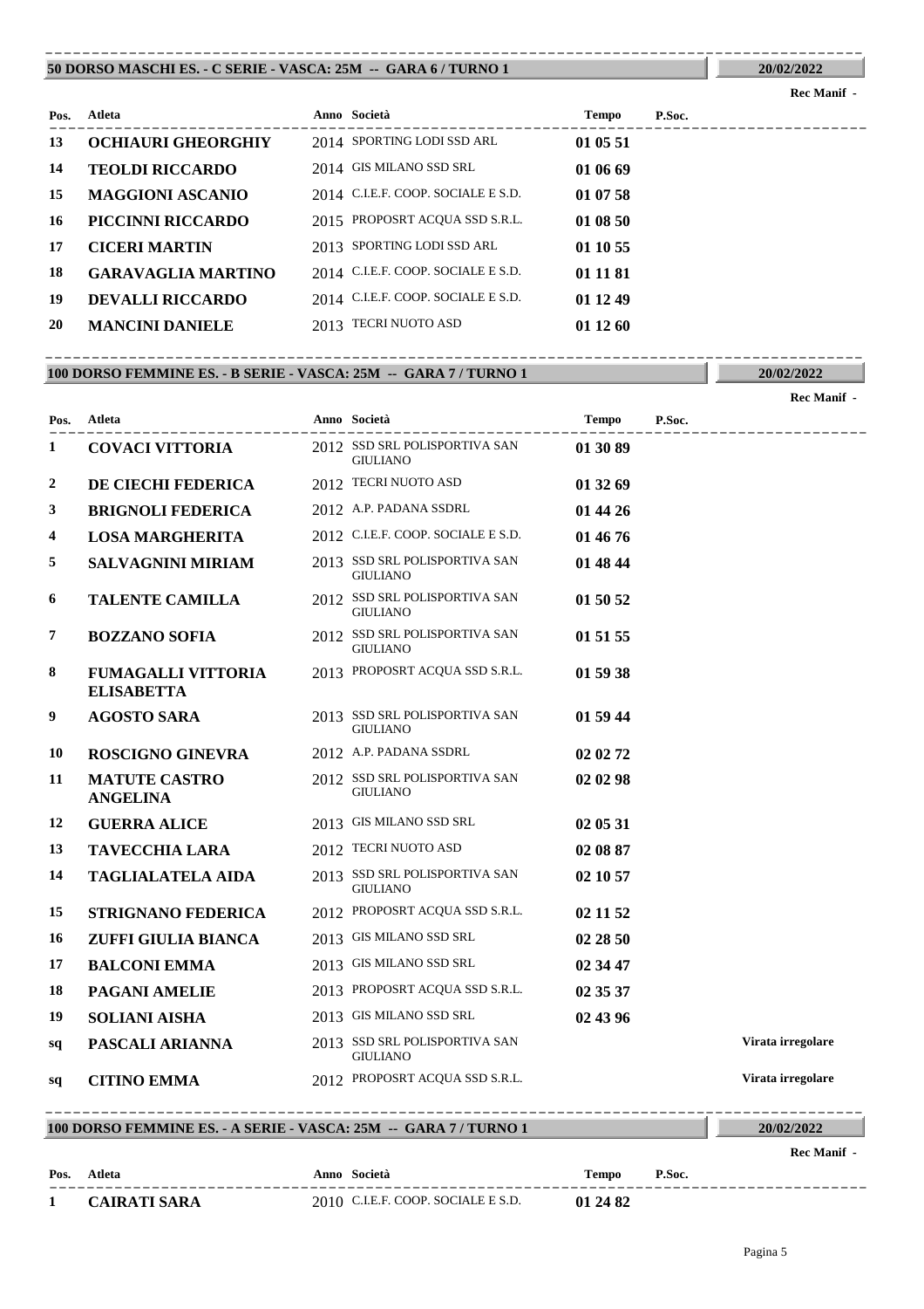## 50 DORSO MASCHI ES. - C SERIE - VASCA: 25M -- GARA 6 / TURNO 1

20/02/2022

Rec Manif -

| Pos. | Atleta | Anno | Società | Tempo | P.Soc. | |
|---|---|---|---|---|---|---|
| 13 | **OCHIAURI GHEORGHIY** | 2014 | SPORTING LODI SSD ARL | **01 05 51** | | |
| 14 | **TEOLDI RICCARDO** | 2014 | GIS MILANO SSD SRL | **01 06 69** | | |
| 15 | **MAGGIONI ASCANIO** | 2014 | C.I.E.F. COOP. SOCIALE E S.D. | **01 07 58** | | |
| 16 | **PICCINNI RICCARDO** | 2015 | PROPOSRT ACQUA SSD S.R.L. | **01 08 50** | | |
| 17 | **CICERI MARTIN** | 2013 | SPORTING LODI SSD ARL | **01 10 55** | | |
| 18 | **GARAVAGLIA MARTINO** | 2014 | C.I.E.F. COOP. SOCIALE E S.D. | **01 11 81** | | |
| 19 | **DEVALLI RICCARDO** | 2014 | C.I.E.F. COOP. SOCIALE E S.D. | **01 12 49** | | |
| 20 | **MANCINI DANIELE** | 2013 | TECRI NUOTO ASD | **01 12 60** | | |

## 100 DORSO FEMMINE ES. - B SERIE - VASCA: 25M -- GARA 7 / TURNO 1

20/02/2022

Rec Manif -

| Pos. | Atleta | Anno | Società | Tempo | P.Soc. | |
|---|---|---|---|---|---|---|
| 1 | **COVACI VITTORIA** | 2012 | SSD SRL POLISPORTIVA SAN GIULIANO | **01 30 89** | | |
| 2 | **DE CIECHI FEDERICA** | 2012 | TECRI NUOTO ASD | **01 32 69** | | |
| 3 | **BRIGNOLI FEDERICA** | 2012 | A.P. PADANA SSDRL | **01 44 26** | | |
| 4 | **LOSA MARGHERITA** | 2012 | C.I.E.F. COOP. SOCIALE E S.D. | **01 46 76** | | |
| 5 | **SALVAGNINI MIRIAM** | 2013 | SSD SRL POLISPORTIVA SAN GIULIANO | **01 48 44** | | |
| 6 | **TALENTE CAMILLA** | 2012 | SSD SRL POLISPORTIVA SAN GIULIANO | **01 50 52** | | |
| 7 | **BOZZANO SOFIA** | 2012 | SSD SRL POLISPORTIVA SAN GIULIANO | **01 51 55** | | |
| 8 | **FUMAGALLI VITTORIA ELISABETTA** | 2013 | PROPOSRT ACQUA SSD S.R.L. | **01 59 38** | | |
| 9 | **AGOSTO SARA** | 2013 | SSD SRL POLISPORTIVA SAN GIULIANO | **01 59 44** | | |
| 10 | **ROSCIGNO GINEVRA** | 2012 | A.P. PADANA SSDRL | **02 02 72** | | |
| 11 | **MATUTE CASTRO ANGELINA** | 2012 | SSD SRL POLISPORTIVA SAN GIULIANO | **02 02 98** | | |
| 12 | **GUERRA ALICE** | 2013 | GIS MILANO SSD SRL | **02 05 31** | | |
| 13 | **TAVECCHIA LARA** | 2012 | TECRI NUOTO ASD | **02 08 87** | | |
| 14 | **TAGLIALATELA AIDA** | 2013 | SSD SRL POLISPORTIVA SAN GIULIANO | **02 10 57** | | |
| 15 | **STRIGNANO FEDERICA** | 2012 | PROPOSRT ACQUA SSD S.R.L. | **02 11 52** | | |
| 16 | **ZUFFI GIULIA BIANCA** | 2013 | GIS MILANO SSD SRL | **02 28 50** | | |
| 17 | **BALCONI EMMA** | 2013 | GIS MILANO SSD SRL | **02 34 47** | | |
| 18 | **PAGANI AMELIE** | 2013 | PROPOSRT ACQUA SSD S.R.L. | **02 35 37** | | |
| 19 | **SOLIANI AISHA** | 2013 | GIS MILANO SSD SRL | **02 43 96** | | |
| sq | **PASCALI ARIANNA** | 2013 | SSD SRL POLISPORTIVA SAN GIULIANO | | | **Virata irregolare** |
| sq | **CITINO EMMA** | 2012 | PROPOSRT ACQUA SSD S.R.L. | | | **Virata irregolare** |

## 100 DORSO FEMMINE ES. - A SERIE - VASCA: 25M -- GARA 7 / TURNO 1

20/02/2022

Rec Manif -

| Pos. | Atleta | Anno | Società | Tempo | P.Soc. |
|---|---|---|---|---|---|
| 1 | **CAIRATI SARA** | 2010 | C.I.E.F. COOP. SOCIALE E S.D. | **01 24 82** | |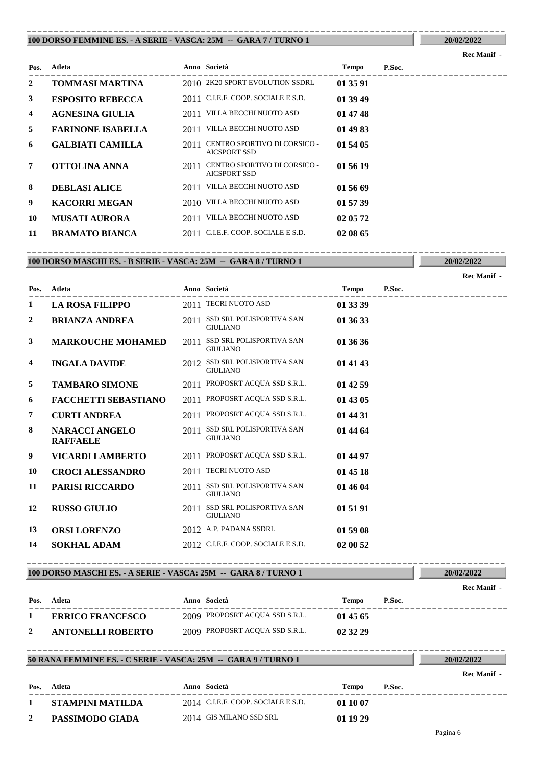## 100 DORSO FEMMINE ES. - A SERIE - VASCA: 25M -- GARA 7 / TURNO 1

20/02/2022

Rec Manif -

| Pos. | Atleta | Anno | Società | Tempo | P.Soc. |
|---|---|---|---|---|---|
| 2 | **TOMMASI MARTINA** | 2010 | 2K20 SPORT EVOLUTION SSDRL | **01 35 91** | |
| 3 | **ESPOSITO REBECCA** | 2011 | C.I.E.F. COOP. SOCIALE E S.D. | **01 39 49** | |
| 4 | **AGNESINA GIULIA** | 2011 | VILLA BECCHI NUOTO ASD | **01 47 48** | |
| 5 | **FARINONE ISABELLA** | 2011 | VILLA BECCHI NUOTO ASD | **01 49 83** | |
| 6 | **GALBIATI CAMILLA** | 2011 | CENTRO SPORTIVO DI CORSICO - AICSPORT SSD | **01 54 05** | |
| 7 | **OTTOLINA ANNA** | 2011 | CENTRO SPORTIVO DI CORSICO - AICSPORT SSD | **01 56 19** | |
| 8 | **DEBLASI ALICE** | 2011 | VILLA BECCHI NUOTO ASD | **01 56 69** | |
| 9 | **KACORRI MEGAN** | 2010 | VILLA BECCHI NUOTO ASD | **01 57 39** | |
| 10 | **MUSATI AURORA** | 2011 | VILLA BECCHI NUOTO ASD | **02 05 72** | |
| 11 | **BRAMATO BIANCA** | 2011 | C.I.E.F. COOP. SOCIALE E S.D. | **02 08 65** | |

## 100 DORSO MASCHI ES. - B SERIE - VASCA: 25M -- GARA 8 / TURNO 1

20/02/2022

Rec Manif -

| Pos. | Atleta | Anno | Società | Tempo | P.Soc. |
|---|---|---|---|---|---|
| 1 | **LA ROSA FILIPPO** | 2011 | TECRI NUOTO ASD | **01 33 39** | |
| 2 | **BRIANZA ANDREA** | 2011 | SSD SRL POLISPORTIVA SAN GIULIANO | **01 36 33** | |
| 3 | **MARKOUCHE MOHAMED** | 2011 | SSD SRL POLISPORTIVA SAN GIULIANO | **01 36 36** | |
| 4 | **INGALA DAVIDE** | 2012 | SSD SRL POLISPORTIVA SAN GIULIANO | **01 41 43** | |
| 5 | **TAMBARO SIMONE** | 2011 | PROPOSRT ACQUA SSD S.R.L. | **01 42 59** | |
| 6 | **FACCHETTI SEBASTIANO** | 2011 | PROPOSRT ACQUA SSD S.R.L. | **01 43 05** | |
| 7 | **CURTI ANDREA** | 2011 | PROPOSRT ACQUA SSD S.R.L. | **01 44 31** | |
| 8 | **NARACCI ANGELO RAFFAELE** | 2011 | SSD SRL POLISPORTIVA SAN GIULIANO | **01 44 64** | |
| 9 | **VICARDI LAMBERTO** | 2011 | PROPOSRT ACQUA SSD S.R.L. | **01 44 97** | |
| 10 | **CROCI ALESSANDRO** | 2011 | TECRI NUOTO ASD | **01 45 18** | |
| 11 | **PARISI RICCARDO** | 2011 | SSD SRL POLISPORTIVA SAN GIULIANO | **01 46 04** | |
| 12 | **RUSSO GIULIO** | 2011 | SSD SRL POLISPORTIVA SAN GIULIANO | **01 51 91** | |
| 13 | **ORSI LORENZO** | 2012 | A.P. PADANA SSDRL | **01 59 08** | |
| 14 | **SOKHAL ADAM** | 2012 | C.I.E.F. COOP. SOCIALE E S.D. | **02 00 52** | |

## 100 DORSO MASCHI ES. - A SERIE - VASCA: 25M -- GARA 8 / TURNO 1

20/02/2022

Rec Manif -

| Pos. | Atleta | Anno | Società | Tempo | P.Soc. |
|---|---|---|---|---|---|
| 1 | **ERRICO FRANCESCO** | 2009 | PROPOSRT ACQUA SSD S.R.L. | **01 45 65** | |
| 2 | **ANTONELLI ROBERTO** | 2009 | PROPOSRT ACQUA SSD S.R.L. | **02 32 29** | |

## 50 RANA FEMMINE ES. - C SERIE - VASCA: 25M -- GARA 9 / TURNO 1

20/02/2022

Rec Manif -

| Pos. | Atleta | Anno | Società | Tempo | P.Soc. |
|---|---|---|---|---|---|
| 1 | **STAMPINI MATILDA** | 2014 | C.I.E.F. COOP. SOCIALE E S.D. | **01 10 07** | |
| 2 | **PASSIMODO GIADA** | 2014 | GIS MILANO SSD SRL | **01 19 29** | |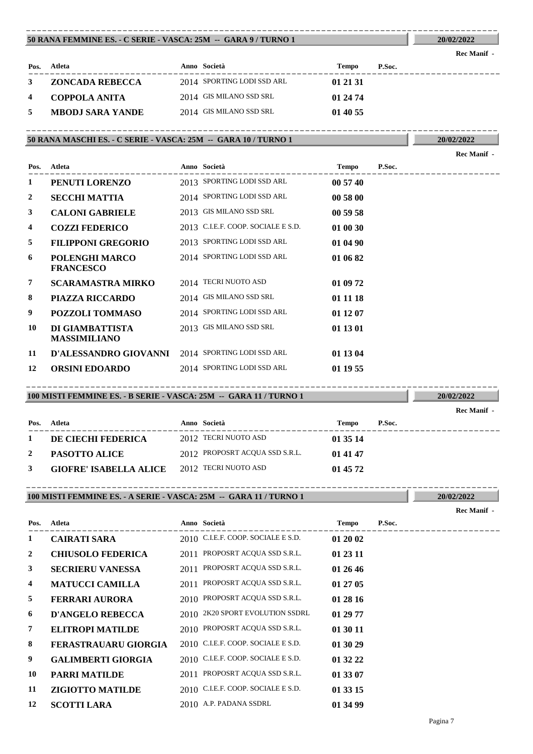## 50 RANA FEMMINE ES. - C SERIE - VASCA: 25M -- GARA 9 / TURNO 1

20/02/2022

Rec Manif -

| Pos. | Atleta | Anno | Società | Tempo | P.Soc. |
|---|---|---|---|---|---|
| 3 | **ZONCADA REBECCA** | 2014 | SPORTING LODI SSD ARL | **01 21 31** | |
| 4 | **COPPOLA ANITA** | 2014 | GIS MILANO SSD SRL | **01 24 74** | |
| 5 | **MBODJ SARA YANDE** | 2014 | GIS MILANO SSD SRL | **01 40 55** | |

## 50 RANA MASCHI ES. - C SERIE - VASCA: 25M -- GARA 10 / TURNO 1

20/02/2022

Rec Manif -

| Pos. | Atleta | Anno | Società | Tempo | P.Soc. |
|---|---|---|---|---|---|
| 1 | **PENUTI LORENZO** | 2013 | SPORTING LODI SSD ARL | **00 57 40** | |
| 2 | **SECCHI MATTIA** | 2014 | SPORTING LODI SSD ARL | **00 58 00** | |
| 3 | **CALONI GABRIELE** | 2013 | GIS MILANO SSD SRL | **00 59 58** | |
| 4 | **COZZI FEDERICO** | 2013 | C.I.E.F. COOP. SOCIALE E S.D. | **01 00 30** | |
| 5 | **FILIPPONI GREGORIO** | 2013 | SPORTING LODI SSD ARL | **01 04 90** | |
| 6 | **POLENGHI MARCO FRANCESCO** | 2014 | SPORTING LODI SSD ARL | **01 06 82** | |
| 7 | **SCARAMASTRA MIRKO** | 2014 | TECRI NUOTO ASD | **01 09 72** | |
| 8 | **PIAZZA RICCARDO** | 2014 | GIS MILANO SSD SRL | **01 11 18** | |
| 9 | **POZZOLI TOMMASO** | 2014 | SPORTING LODI SSD ARL | **01 12 07** | |
| 10 | **DI GIAMBATTISTA MASSIMILIANO** | 2013 | GIS MILANO SSD SRL | **01 13 01** | |
| 11 | **D'ALESSANDRO GIOVANNI** | 2014 | SPORTING LODI SSD ARL | **01 13 04** | |
| 12 | **ORSINI EDOARDO** | 2014 | SPORTING LODI SSD ARL | **01 19 55** | |

## 100 MISTI FEMMINE ES. - B SERIE - VASCA: 25M -- GARA 11 / TURNO 1

20/02/2022

Rec Manif -

| Pos. | Atleta | Anno | Società | Tempo | P.Soc. |
|---|---|---|---|---|---|
| 1 | **DE CIECHI FEDERICA** | 2012 | TECRI NUOTO ASD | **01 35 14** | |
| 2 | **PASOTTO ALICE** | 2012 | PROPOSRT ACQUA SSD S.R.L. | **01 41 47** | |
| 3 | **GIOFRE' ISABELLA ALICE** | 2012 | TECRI NUOTO ASD | **01 45 72** | |

## 100 MISTI FEMMINE ES. - A SERIE - VASCA: 25M -- GARA 11 / TURNO 1

20/02/2022

Rec Manif -

| Pos. | Atleta | Anno | Società | Tempo | P.Soc. |
|---|---|---|---|---|---|
| 1 | **CAIRATI SARA** | 2010 | C.I.E.F. COOP. SOCIALE E S.D. | **01 20 02** | |
| 2 | **CHIUSOLO FEDERICA** | 2011 | PROPOSRT ACQUA SSD S.R.L. | **01 23 11** | |
| 3 | **SECRIERU VANESSA** | 2011 | PROPOSRT ACQUA SSD S.R.L. | **01 26 46** | |
| 4 | **MATUCCI CAMILLA** | 2011 | PROPOSRT ACQUA SSD S.R.L. | **01 27 05** | |
| 5 | **FERRARI AURORA** | 2010 | PROPOSRT ACQUA SSD S.R.L. | **01 28 16** | |
| 6 | **D'ANGELO REBECCA** | 2010 | 2K20 SPORT EVOLUTION SSDRL | **01 29 77** | |
| 7 | **ELITROPI MATILDE** | 2010 | PROPOSRT ACQUA SSD S.R.L. | **01 30 11** | |
| 8 | **FERASTRAUARU GIORGIA** | 2010 | C.I.E.F. COOP. SOCIALE E S.D. | **01 30 29** | |
| 9 | **GALIMBERTI GIORGIA** | 2010 | C.I.E.F. COOP. SOCIALE E S.D. | **01 32 22** | |
| 10 | **PARRI MATILDE** | 2011 | PROPOSRT ACQUA SSD S.R.L. | **01 33 07** | |
| 11 | **ZIGIOTTO MATILDE** | 2010 | C.I.E.F. COOP. SOCIALE E S.D. | **01 33 15** | |
| 12 | **SCOTTI LARA** | 2010 | A.P. PADANA SSDRL | **01 34 99** | |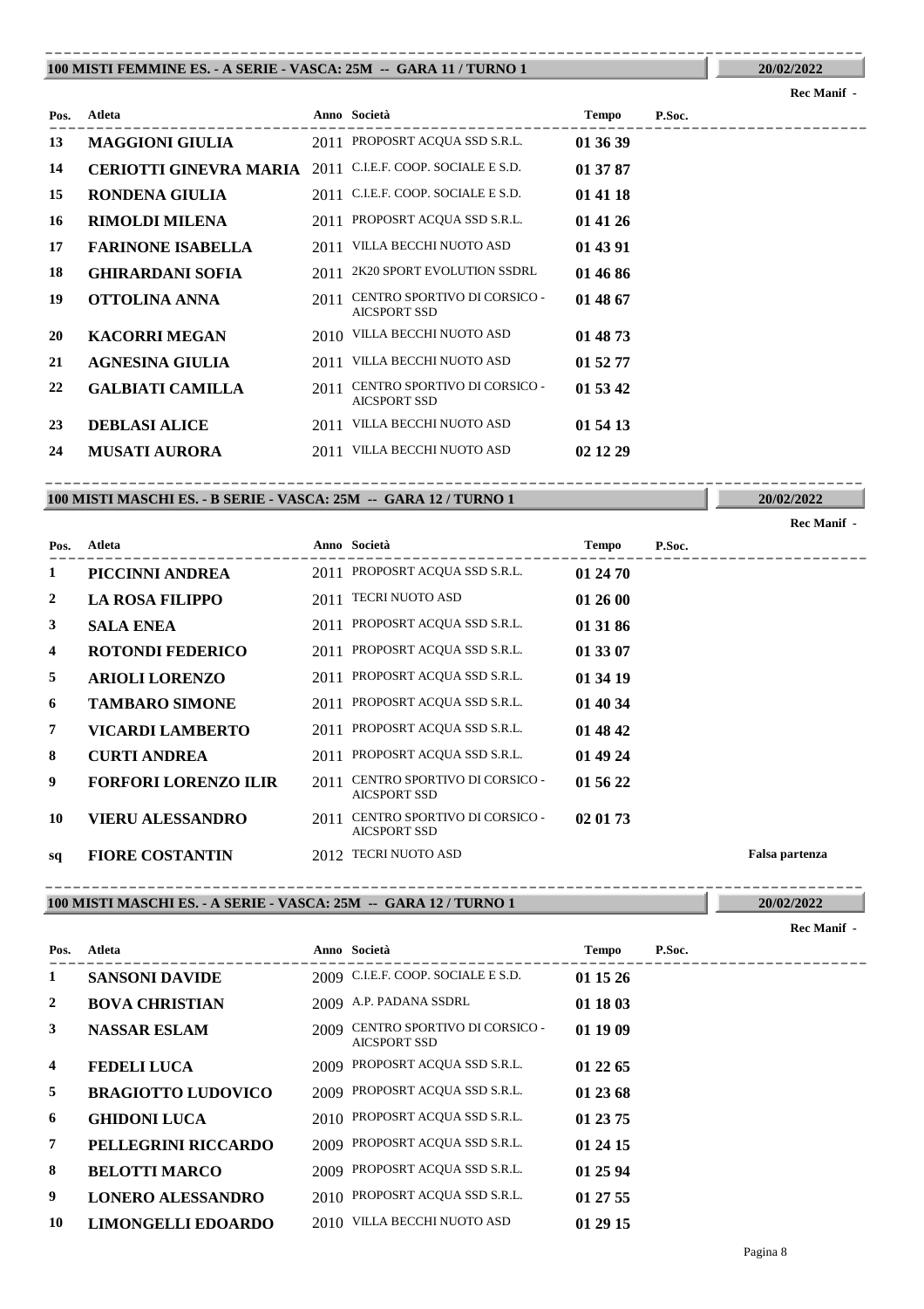## 100 MISTI FEMMINE ES. - A SERIE - VASCA: 25M -- GARA 11 / TURNO 1

20/02/2022

Rec Manif -

| Pos. | Atleta | Anno | Società | Tempo | P.Soc. |
|---|---|---|---|---|---|
| 13 | **MAGGIONI GIULIA** | 2011 | PROPOSRT ACQUA SSD S.R.L. | **01 36 39** | |
| 14 | **CERIOTTI GINEVRA MARIA** | 2011 | C.I.E.F. COOP. SOCIALE E S.D. | **01 37 87** | |
| 15 | **RONDENA GIULIA** | 2011 | C.I.E.F. COOP. SOCIALE E S.D. | **01 41 18** | |
| 16 | **RIMOLDI MILENA** | 2011 | PROPOSRT ACQUA SSD S.R.L. | **01 41 26** | |
| 17 | **FARINONE ISABELLA** | 2011 | VILLA BECCHI NUOTO ASD | **01 43 91** | |
| 18 | **GHIRARDANI SOFIA** | 2011 | 2K20 SPORT EVOLUTION SSDRL | **01 46 86** | |
| 19 | **OTTOLINA ANNA** | 2011 | CENTRO SPORTIVO DI CORSICO - AICSPORT SSD | **01 48 67** | |
| 20 | **KACORRI MEGAN** | 2010 | VILLA BECCHI NUOTO ASD | **01 48 73** | |
| 21 | **AGNESINA GIULIA** | 2011 | VILLA BECCHI NUOTO ASD | **01 52 77** | |
| 22 | **GALBIATI CAMILLA** | 2011 | CENTRO SPORTIVO DI CORSICO - AICSPORT SSD | **01 53 42** | |
| 23 | **DEBLASI ALICE** | 2011 | VILLA BECCHI NUOTO ASD | **01 54 13** | |
| 24 | **MUSATI AURORA** | 2011 | VILLA BECCHI NUOTO ASD | **02 12 29** | |

## 100 MISTI MASCHI ES. - B SERIE - VASCA: 25M -- GARA 12 / TURNO 1

20/02/2022

Rec Manif -

| Pos. | Atleta | Anno | Società | Tempo | P.Soc. | |
|---|---|---|---|---|---|---|
| 1 | **PICCINNI ANDREA** | 2011 | PROPOSRT ACQUA SSD S.R.L. | **01 24 70** | | |
| 2 | **LA ROSA FILIPPO** | 2011 | TECRI NUOTO ASD | **01 26 00** | | |
| 3 | **SALA ENEA** | 2011 | PROPOSRT ACQUA SSD S.R.L. | **01 31 86** | | |
| 4 | **ROTONDI FEDERICO** | 2011 | PROPOSRT ACQUA SSD S.R.L. | **01 33 07** | | |
| 5 | **ARIOLI LORENZO** | 2011 | PROPOSRT ACQUA SSD S.R.L. | **01 34 19** | | |
| 6 | **TAMBARO SIMONE** | 2011 | PROPOSRT ACQUA SSD S.R.L. | **01 40 34** | | |
| 7 | **VICARDI LAMBERTO** | 2011 | PROPOSRT ACQUA SSD S.R.L. | **01 48 42** | | |
| 8 | **CURTI ANDREA** | 2011 | PROPOSRT ACQUA SSD S.R.L. | **01 49 24** | | |
| 9 | **FORFORI LORENZO ILIR** | 2011 | CENTRO SPORTIVO DI CORSICO - AICSPORT SSD | **01 56 22** | | |
| 10 | **VIERU ALESSANDRO** | 2011 | CENTRO SPORTIVO DI CORSICO - AICSPORT SSD | **02 01 73** | | |
| sq | **FIORE COSTANTIN** | 2012 | TECRI NUOTO ASD | | | **Falsa partenza** |

## 100 MISTI MASCHI ES. - A SERIE - VASCA: 25M -- GARA 12 / TURNO 1

20/02/2022

Rec Manif -

| Pos. | Atleta | Anno | Società | Tempo | P.Soc. |
|---|---|---|---|---|---|
| 1 | **SANSONI DAVIDE** | 2009 | C.I.E.F. COOP. SOCIALE E S.D. | **01 15 26** | |
| 2 | **BOVA CHRISTIAN** | 2009 | A.P. PADANA SSDRL | **01 18 03** | |
| 3 | **NASSAR ESLAM** | 2009 | CENTRO SPORTIVO DI CORSICO - AICSPORT SSD | **01 19 09** | |
| 4 | **FEDELI LUCA** | 2009 | PROPOSRT ACQUA SSD S.R.L. | **01 22 65** | |
| 5 | **BRAGIOTTO LUDOVICO** | 2009 | PROPOSRT ACQUA SSD S.R.L. | **01 23 68** | |
| 6 | **GHIDONI LUCA** | 2010 | PROPOSRT ACQUA SSD S.R.L. | **01 23 75** | |
| 7 | **PELLEGRINI RICCARDO** | 2009 | PROPOSRT ACQUA SSD S.R.L. | **01 24 15** | |
| 8 | **BELOTTI MARCO** | 2009 | PROPOSRT ACQUA SSD S.R.L. | **01 25 94** | |
| 9 | **LONERO ALESSANDRO** | 2010 | PROPOSRT ACQUA SSD S.R.L. | **01 27 55** | |
| 10 | **LIMONGELLI EDOARDO** | 2010 | VILLA BECCHI NUOTO ASD | **01 29 15** | |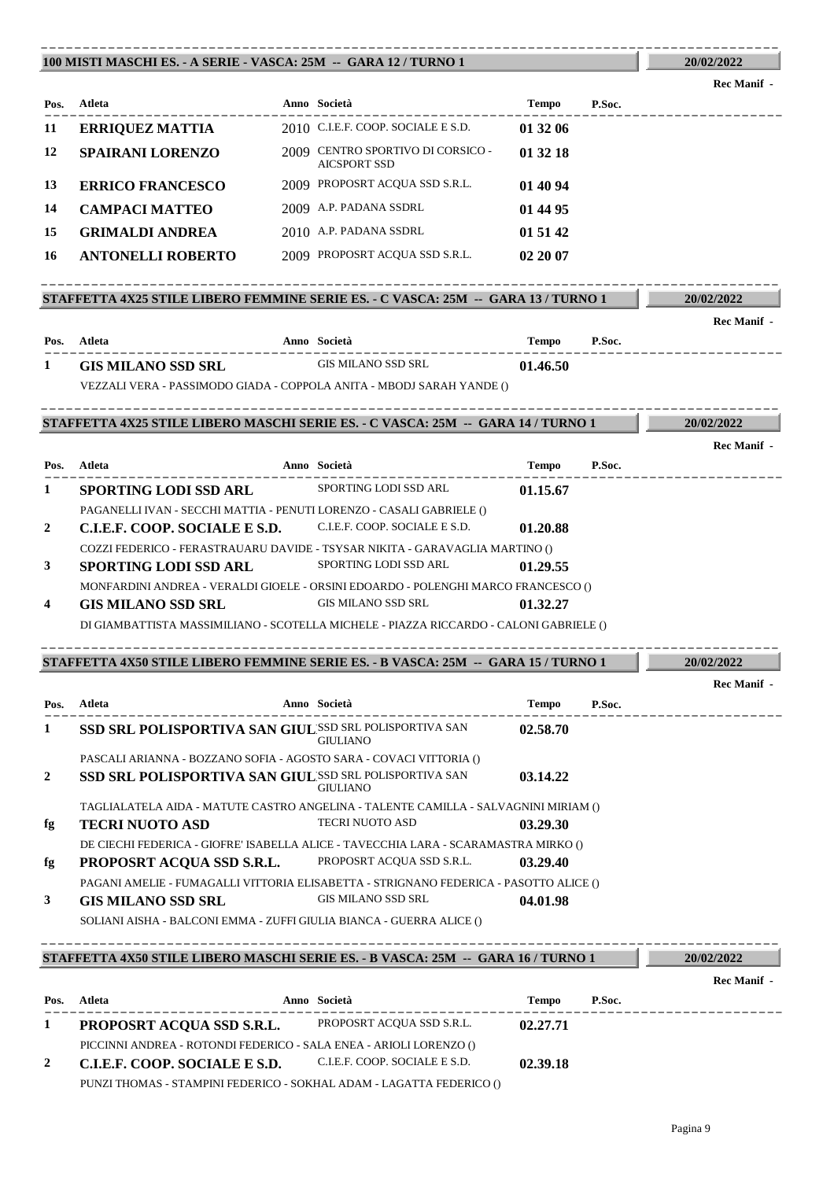### 100 MISTI MASCHI ES. - A SERIE - VASCA: 25M -- GARA 12 / TURNO 1

20/02/2022

Rec Manif -

| Pos. | Atleta | Anno | Società | Tempo | P.Soc. |
|---|---|---|---|---|---|
| 11 | **ERRIQUEZ MATTIA** | 2010 | C.I.E.F. COOP. SOCIALE E S.D. | **01 32 06** | |
| 12 | **SPAIRANI LORENZO** | 2009 | CENTRO SPORTIVO DI CORSICO - AICSPORT SSD | **01 32 18** | |
| 13 | **ERRICO FRANCESCO** | 2009 | PROPOSRT ACQUA SSD S.R.L. | **01 40 94** | |
| 14 | **CAMPACI MATTEO** | 2009 | A.P. PADANA SSDRL | **01 44 95** | |
| 15 | **GRIMALDI ANDREA** | 2010 | A.P. PADANA SSDRL | **01 51 42** | |
| 16 | **ANTONELLI ROBERTO** | 2009 | PROPOSRT ACQUA SSD S.R.L. | **02 20 07** | |

### STAFFETTA 4X25 STILE LIBERO FEMMINE SERIE ES. - C VASCA: 25M -- GARA 13 / TURNO 1

20/02/2022

Rec Manif -

| Pos. | Atleta | Anno | Società | Tempo | P.Soc. |
|---|---|---|---|---|---|
| 1 | **GIS MILANO SSD SRL** | | GIS MILANO SSD SRL | **01.46.50** | |
| | VEZZALI VERA - PASSIMODO GIADA - COPPOLA ANITA - MBODJ SARAH YANDE () | | | | |

### STAFFETTA 4X25 STILE LIBERO MASCHI SERIE ES. - C VASCA: 25M -- GARA 14 / TURNO 1

20/02/2022

Rec Manif -

| Pos. | Atleta | Anno | Società | Tempo | P.Soc. |
|---|---|---|---|---|---|
| 1 | **SPORTING LODI SSD ARL** | | SPORTING LODI SSD ARL | **01.15.67** | |
| | PAGANELLI IVAN - SECCHI MATTIA - PENUTI LORENZO - CASALI GABRIELE () | | | | |
| 2 | **C.I.E.F. COOP. SOCIALE E S.D.** | | C.I.E.F. COOP. SOCIALE E S.D. | **01.20.88** | |
| | COZZI FEDERICO - FERASTRAUARU DAVIDE - TSYSAR NIKITA - GARAVAGLIA MARTINO () | | | | |
| 3 | **SPORTING LODI SSD ARL** | | SPORTING LODI SSD ARL | **01.29.55** | |
| | MONFARDINI ANDREA - VERALDI GIOELE - ORSINI EDOARDO - POLENGHI MARCO FRANCESCO () | | | | |
| 4 | **GIS MILANO SSD SRL** | | GIS MILANO SSD SRL | **01.32.27** | |
| | DI GIAMBATTISTA MASSIMILIANO - SCOTELLA MICHELE - PIAZZA RICCARDO - CALONI GABRIELE () | | | | |

### STAFFETTA 4X50 STILE LIBERO FEMMINE SERIE ES. - B VASCA: 25M -- GARA 15 / TURNO 1

20/02/2022

Rec Manif -

| Pos. | Atleta | Anno | Società | Tempo | P.Soc. |
|---|---|---|---|---|---|
| 1 | **SSD SRL POLISPORTIVA SAN GIUL** | | SSD SRL POLISPORTIVA SAN GIULIANO | **02.58.70** | |
| | PASCALI ARIANNA - BOZZANO SOFIA - AGOSTO SARA - COVACI VITTORIA () | | | | |
| 2 | **SSD SRL POLISPORTIVA SAN GIUL** | | SSD SRL POLISPORTIVA SAN GIULIANO | **03.14.22** | |
| | TAGLIALATELA AIDA - MATUTE CASTRO ANGELINA - TALENTE CAMILLA - SALVAGNINI MIRIAM () | | | | |
| fg | **TECRI NUOTO ASD** | | TECRI NUOTO ASD | **03.29.30** | |
| | DE CIECHI FEDERICA - GIOFRE' ISABELLA ALICE - TAVECCHIA LARA - SCARAMASTRA MIRKO () | | | | |
| fg | **PROPOSRT ACQUA SSD S.R.L.** | | PROPOSRT ACQUA SSD S.R.L. | **03.29.40** | |
| | PAGANI AMELIE - FUMAGALLI VITTORIA ELISABETTA - STRIGNANO FEDERICA - PASOTTO ALICE () | | | | |
| 3 | **GIS MILANO SSD SRL** | | GIS MILANO SSD SRL | **04.01.98** | |
| | SOLIANI AISHA - BALCONI EMMA - ZUFFI GIULIA BIANCA - GUERRA ALICE () | | | | |

### STAFFETTA 4X50 STILE LIBERO MASCHI SERIE ES. - B VASCA: 25M -- GARA 16 / TURNO 1

20/02/2022

Rec Manif -

| Pos. | Atleta | Anno | Società | Tempo | P.Soc. |
|---|---|---|---|---|---|
| 1 | **PROPOSRT ACQUA SSD S.R.L.** | | PROPOSRT ACQUA SSD S.R.L. | **02.27.71** | |
| | PICCINNI ANDREA - ROTONDI FEDERICO - SALA ENEA - ARIOLI LORENZO () | | | | |
| 2 | **C.I.E.F. COOP. SOCIALE E S.D.** | | C.I.E.F. COOP. SOCIALE E S.D. | **02.39.18** | |
| | PUNZI THOMAS - STAMPINI FEDERICO - SOKHAL ADAM - LAGATTA FEDERICO () | | | | |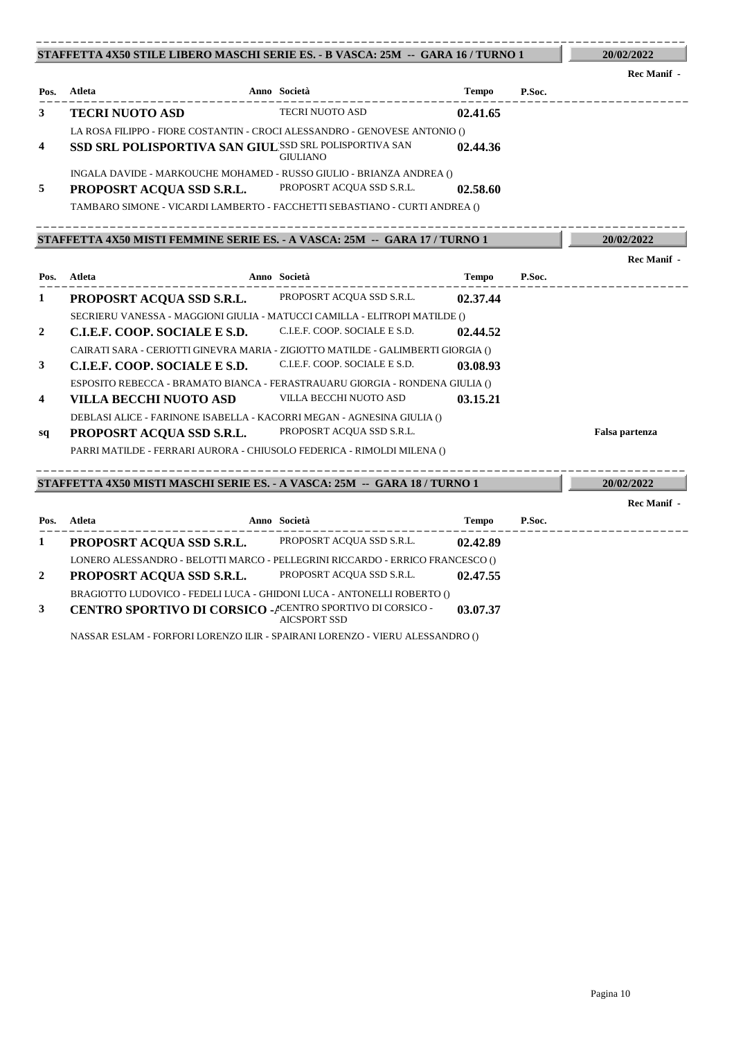## STAFFETTA 4X50 STILE LIBERO MASCHI SERIE ES. - B VASCA: 25M -- GARA 16 / TURNO 1

20/02/2022

Rec Manif -

| Pos. | Atleta | Anno | Società | Tempo | P.Soc. | |
|---|---|---|---|---|---|---|
| 3 | **TECRI NUOTO ASD** | | TECRI NUOTO ASD | **02.41.65** | | |
| | LA ROSA FILIPPO - FIORE COSTANTIN - CROCI ALESSANDRO - GENOVESE ANTONIO () | | | | | |
| 4 | **SSD SRL POLISPORTIVA SAN GIUL** | | SSD SRL POLISPORTIVA SAN GIULIANO | **02.44.36** | | |
| | INGALA DAVIDE - MARKOUCHE MOHAMED - RUSSO GIULIO - BRIANZA ANDREA () | | | | | |
| 5 | **PROPOSRT ACQUA SSD S.R.L.** | | PROPOSRT ACQUA SSD S.R.L. | **02.58.60** | | |
| | TAMBARO SIMONE - VICARDI LAMBERTO - FACCHETTI SEBASTIANO - CURTI ANDREA () | | | | | |

## STAFFETTA 4X50 MISTI FEMMINE SERIE ES. - A VASCA: 25M -- GARA 17 / TURNO 1

20/02/2022

Rec Manif -

| Pos. | Atleta | Anno | Società | Tempo | P.Soc. | |
|---|---|---|---|---|---|---|
| 1 | **PROPOSRT ACQUA SSD S.R.L.** | | PROPOSRT ACQUA SSD S.R.L. | **02.37.44** | | |
| | SECRIERU VANESSA - MAGGIONI GIULIA - MATUCCI CAMILLA - ELITROPI MATILDE () | | | | | |
| 2 | **C.I.E.F. COOP. SOCIALE E S.D.** | | C.I.E.F. COOP. SOCIALE E S.D. | **02.44.52** | | |
| | CAIRATI SARA - CERIOTTI GINEVRA MARIA - ZIGIOTTO MATILDE - GALIMBERTI GIORGIA () | | | | | |
| 3 | **C.I.E.F. COOP. SOCIALE E S.D.** | | C.I.E.F. COOP. SOCIALE E S.D. | **03.08.93** | | |
| | ESPOSITO REBECCA - BRAMATO BIANCA - FERASTRAUARU GIORGIA - RONDENA GIULIA () | | | | | |
| 4 | **VILLA BECCHI NUOTO ASD** | | VILLA BECCHI NUOTO ASD | **03.15.21** | | |
| | DEBLASI ALICE - FARINONE ISABELLA - KACORRI MEGAN - AGNESINA GIULIA () | | | | | |
| sq | **PROPOSRT ACQUA SSD S.R.L.** | | PROPOSRT ACQUA SSD S.R.L. | | | **Falsa partenza** |
| | PARRI MATILDE - FERRARI AURORA - CHIUSOLO FEDERICA - RIMOLDI MILENA () | | | | | |

## STAFFETTA 4X50 MISTI MASCHI SERIE ES. - A VASCA: 25M -- GARA 18 / TURNO 1

20/02/2022

Rec Manif -

| Pos. | Atleta | Anno | Società | Tempo | P.Soc. | |
|---|---|---|---|---|---|---|
| 1 | **PROPOSRT ACQUA SSD S.R.L.** | | PROPOSRT ACQUA SSD S.R.L. | **02.42.89** | | |
| | LONERO ALESSANDRO - BELOTTI MARCO - PELLEGRINI RICCARDO - ERRICO FRANCESCO () | | | | | |
| 2 | **PROPOSRT ACQUA SSD S.R.L.** | | PROPOSRT ACQUA SSD S.R.L. | **02.47.55** | | |
| | BRAGIOTTO LUDOVICO - FEDELI LUCA - GHIDONI LUCA - ANTONELLI ROBERTO () | | | | | |
| 3 | **CENTRO SPORTIVO DI CORSICO -** | | CENTRO SPORTIVO DI CORSICO - AICSPORT SSD | **03.07.37** | | |
| | NASSAR ESLAM - FORFORI LORENZO ILIR - SPAIRANI LORENZO - VIERU ALESSANDRO () | | | | | |